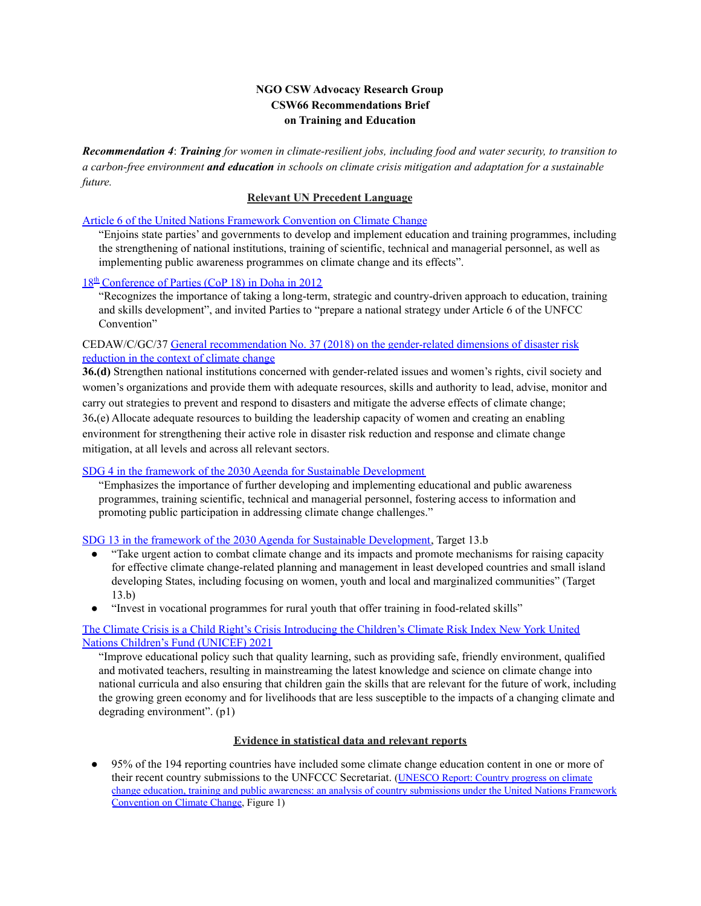**NGO CSW Advocacy Research Group**
**CSW66 Recommendations Brief**
**on Training and Education**

***Recommendation 4***: ***Training*** *for women in climate-resilient jobs, including food and water security, to transition to a carbon-free environment* ***and education*** *in schools on climate crisis mitigation and adaptation for a sustainable future.*

## Relevant UN Precedent Language

Article 6 of the United Nations Framework Convention on Climate Change

> "Enjoins state parties' and governments to develop and implement education and training programmes, including the strengthening of national institutions, training of scientific, technical and managerial personnel, as well as implementing public awareness programmes on climate change and its effects".

18th Conference of Parties (CoP 18) in Doha in 2012

> "Recognizes the importance of taking a long-term, strategic and country-driven approach to education, training and skills development", and invited Parties to "prepare a national strategy under Article 6 of the UNFCC Convention"

CEDAW/C/GC/37 General recommendation No. 37 (2018) on the gender-related dimensions of disaster risk reduction in the context of climate change

**36.(d)** Strengthen national institutions concerned with gender-related issues and women's rights, civil society and women's organizations and provide them with adequate resources, skills and authority to lead, advise, monitor and carry out strategies to prevent and respond to disasters and mitigate the adverse effects of climate change;
36**.**(e) Allocate adequate resources to building the leadership capacity of women and creating an enabling environment for strengthening their active role in disaster risk reduction and response and climate change mitigation, at all levels and across all relevant sectors.

SDG 4 in the framework of the 2030 Agenda for Sustainable Development

> "Emphasizes the importance of further developing and implementing educational and public awareness programmes, training scientific, technical and managerial personnel, fostering access to information and promoting public participation in addressing climate change challenges."

SDG 13 in the framework of the 2030 Agenda for Sustainable Development, Target 13.b

- "Take urgent action to combat climate change and its impacts and promote mechanisms for raising capacity for effective climate change-related planning and management in least developed countries and small island developing States, including focusing on women, youth and local and marginalized communities" (Target 13.b)
- "Invest in vocational programmes for rural youth that offer training in food-related skills"

The Climate Crisis is a Child Right's Crisis Introducing the Children's Climate Risk Index New York United Nations Children's Fund (UNICEF) 2021

> "Improve educational policy such that quality learning, such as providing safe, friendly environment, qualified and motivated teachers, resulting in mainstreaming the latest knowledge and science on climate change into national curricula and also ensuring that children gain the skills that are relevant for the future of work, including the growing green economy and for livelihoods that are less susceptible to the impacts of a changing climate and degrading environment". (p1)

## Evidence in statistical data and relevant reports

- 95% of the 194 reporting countries have included some climate change education content in one or more of their recent country submissions to the UNFCCC Secretariat. (UNESCO Report: Country progress on climate change education, training and public awareness: an analysis of country submissions under the United Nations Framework Convention on Climate Change, Figure 1)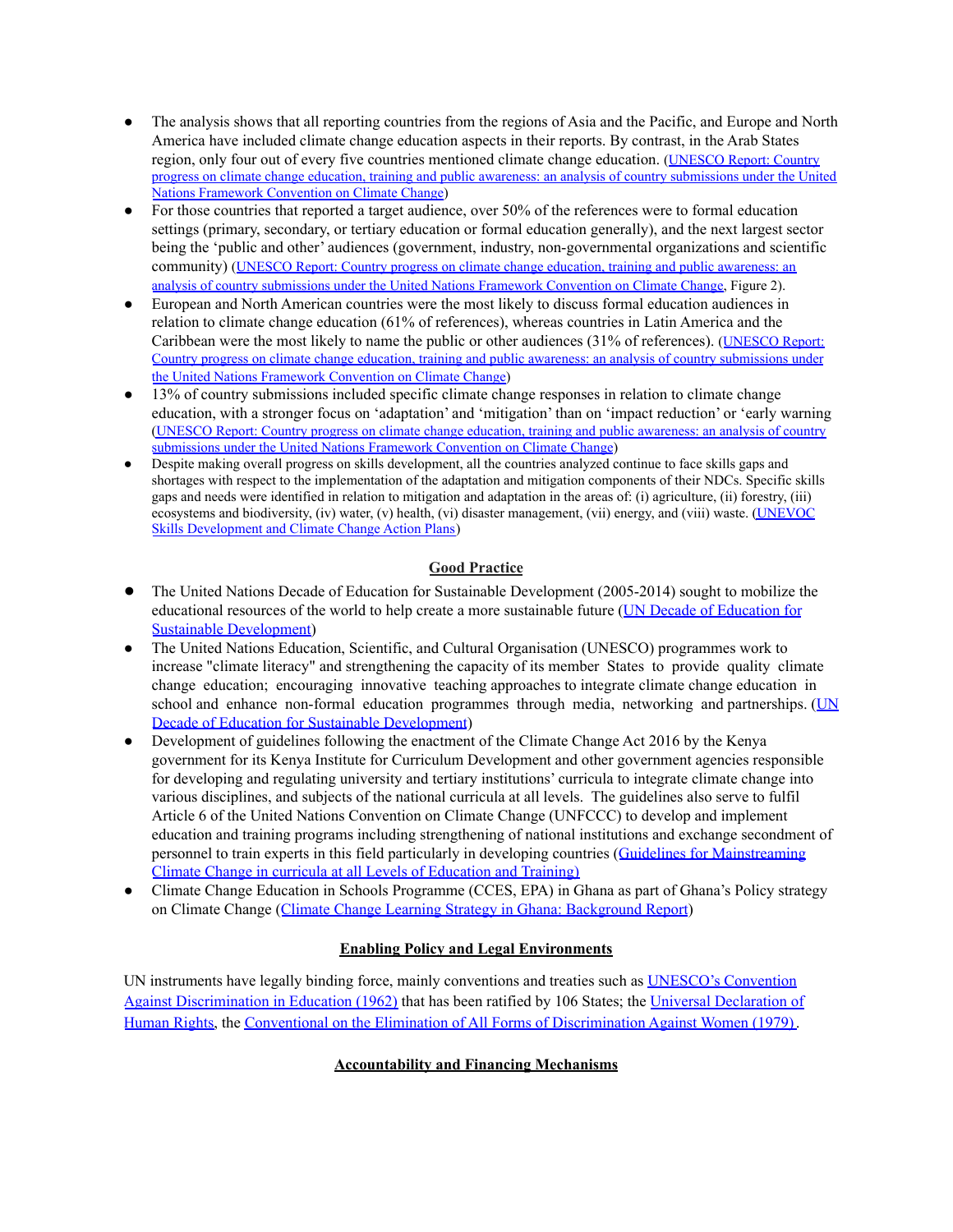- The analysis shows that all reporting countries from the regions of Asia and the Pacific, and Europe and North America have included climate change education aspects in their reports. By contrast, in the Arab States region, only four out of every five countries mentioned climate change education. (UNESCO Report: Country progress on climate change education, training and public awareness: an analysis of country submissions under the United Nations Framework Convention on Climate Change)
- For those countries that reported a target audience, over 50% of the references were to formal education settings (primary, secondary, or tertiary education or formal education generally), and the next largest sector being the 'public and other' audiences (government, industry, non-governmental organizations and scientific community) (UNESCO Report: Country progress on climate change education, training and public awareness: an analysis of country submissions under the United Nations Framework Convention on Climate Change, Figure 2).
- European and North American countries were the most likely to discuss formal education audiences in relation to climate change education (61% of references), whereas countries in Latin America and the Caribbean were the most likely to name the public or other audiences (31% of references). (UNESCO Report: Country progress on climate change education, training and public awareness: an analysis of country submissions under the United Nations Framework Convention on Climate Change)
- 13% of country submissions included specific climate change responses in relation to climate change education, with a stronger focus on 'adaptation' and 'mitigation' than on 'impact reduction' or 'early warning (UNESCO Report: Country progress on climate change education, training and public awareness: an analysis of country submissions under the United Nations Framework Convention on Climate Change)
- Despite making overall progress on skills development, all the countries analyzed continue to face skills gaps and shortages with respect to the implementation of the adaptation and mitigation components of their NDCs. Specific skills gaps and needs were identified in relation to mitigation and adaptation in the areas of: (i) agriculture, (ii) forestry, (iii) ecosystems and biodiversity, (iv) water, (v) health, (vi) disaster management, (vii) energy, and (viii) waste. (UNEVOC Skills Development and Climate Change Action Plans)

## Good Practice

- The United Nations Decade of Education for Sustainable Development (2005-2014) sought to mobilize the educational resources of the world to help create a more sustainable future (UN Decade of Education for Sustainable Development)
- The United Nations Education, Scientific, and Cultural Organisation (UNESCO) programmes work to increase "climate literacy" and strengthening the capacity of its member States to provide quality climate change education; encouraging innovative teaching approaches to integrate climate change education in school and enhance non-formal education programmes through media, networking and partnerships. (UN Decade of Education for Sustainable Development)
- Development of guidelines following the enactment of the Climate Change Act 2016 by the Kenya government for its Kenya Institute for Curriculum Development and other government agencies responsible for developing and regulating university and tertiary institutions' curricula to integrate climate change into various disciplines, and subjects of the national curricula at all levels. The guidelines also serve to fulfil Article 6 of the United Nations Convention on Climate Change (UNFCCC) to develop and implement education and training programs including strengthening of national institutions and exchange secondment of personnel to train experts in this field particularly in developing countries (Guidelines for Mainstreaming Climate Change in curricula at all Levels of Education and Training)
- Climate Change Education in Schools Programme (CCES, EPA) in Ghana as part of Ghana's Policy strategy on Climate Change (Climate Change Learning Strategy in Ghana: Background Report)

## Enabling Policy and Legal Environments

UN instruments have legally binding force, mainly conventions and treaties such as UNESCO's Convention Against Discrimination in Education (1962) that has been ratified by 106 States; the Universal Declaration of Human Rights, the Conventional on the Elimination of All Forms of Discrimination Against Women (1979).

## Accountability and Financing Mechanisms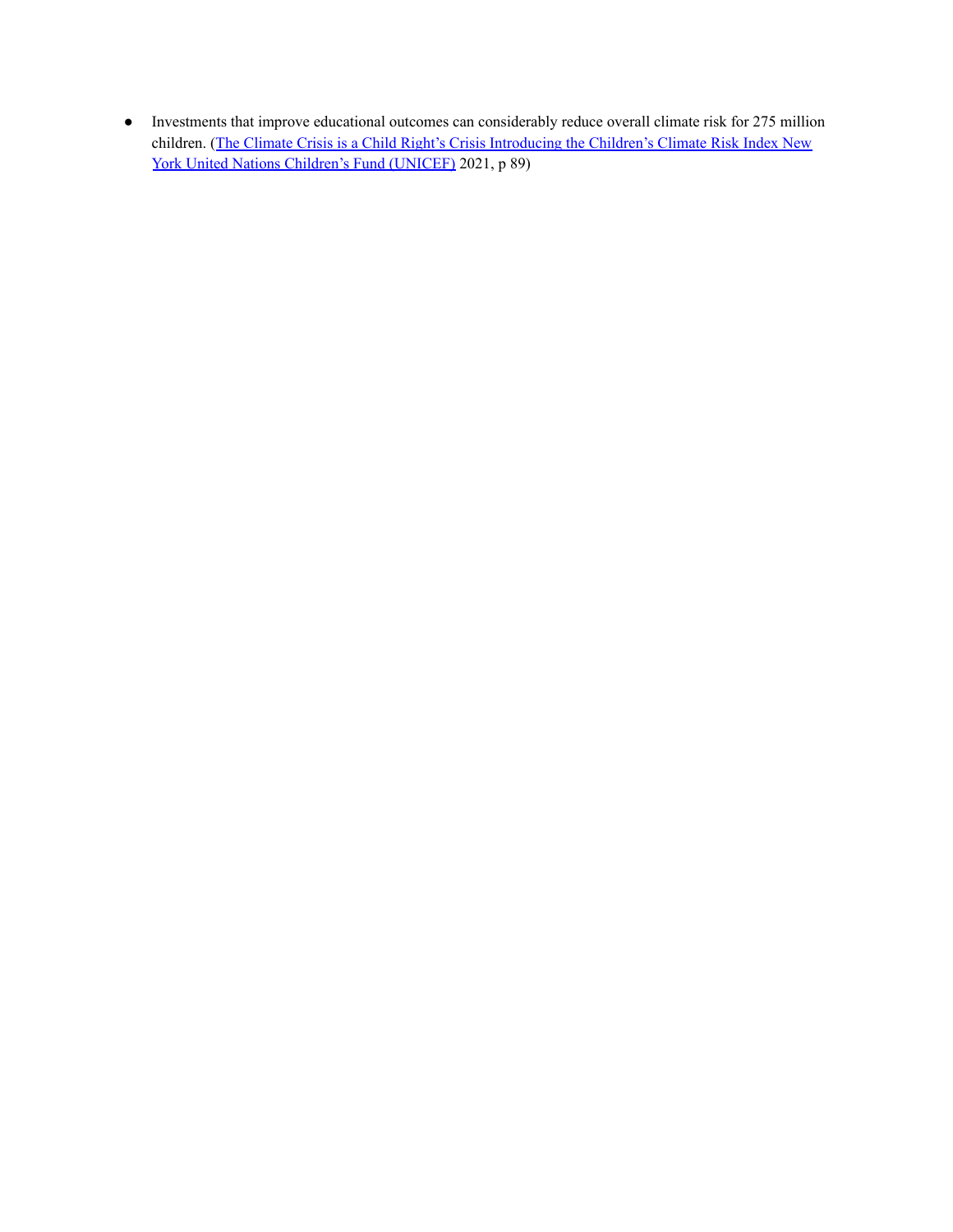- Investments that improve educational outcomes can considerably reduce overall climate risk for 275 million children. ([The Climate Crisis is a Child Right's Crisis Introducing the Children's Climate Risk Index New York United Nations Children's Fund (UNICEF)]() 2021, p 89)